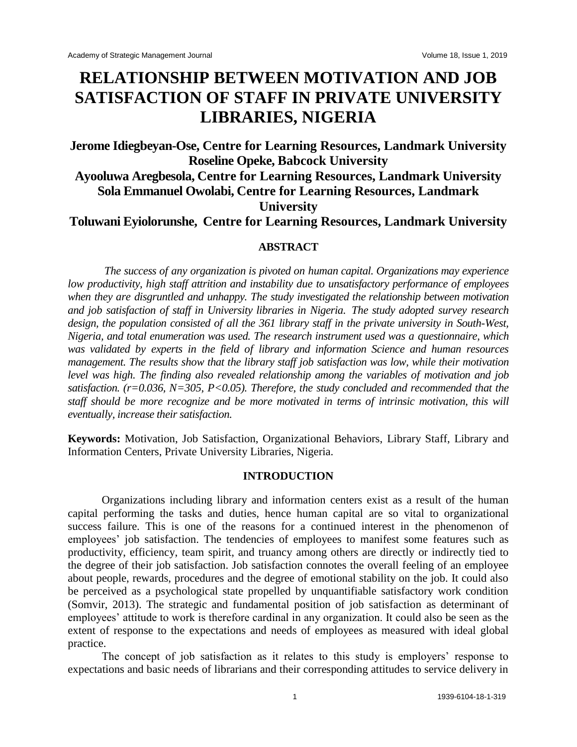# RELATIONSHIP BETWEEN MOTIVATION AND JOB SATISFACTION OF STAFF IN PRIVATE UNIVERSITY LIBRARIES, NIGERIA

**Jerome Idiegbeyan-Ose, Centre for Learning Resources, Landmark University**
**Roseline Opeke, Babcock University**
**Ayooluwa Aregbesola, Centre for Learning Resources, Landmark University**
**Sola Emmanuel Owolabi, Centre for Learning Resources, Landmark University**
**Toluwani Eyiolorunshe, Centre for Learning Resources, Landmark University**

## ABSTRACT

*The success of any organization is pivoted on human capital. Organizations may experience low productivity, high staff attrition and instability due to unsatisfactory performance of employees when they are disgruntled and unhappy. The study investigated the relationship between motivation and job satisfaction of staff in University libraries in Nigeria. The study adopted survey research design, the population consisted of all the 361 library staff in the private university in South-West, Nigeria, and total enumeration was used. The research instrument used was a questionnaire, which was validated by experts in the field of library and information Science and human resources management. The results show that the library staff job satisfaction was low, while their motivation level was high. The finding also revealed relationship among the variables of motivation and job satisfaction. ($r=0.036$, $N=305$, $P<0.05$). Therefore, the study concluded and recommended that the staff should be more recognize and be more motivated in terms of intrinsic motivation, this will eventually, increase their satisfaction.*

**Keywords:** Motivation, Job Satisfaction, Organizational Behaviors, Library Staff, Library and Information Centers, Private University Libraries, Nigeria.

## INTRODUCTION

Organizations including library and information centers exist as a result of the human capital performing the tasks and duties, hence human capital are so vital to organizational success failure. This is one of the reasons for a continued interest in the phenomenon of employees' job satisfaction. The tendencies of employees to manifest some features such as productivity, efficiency, team spirit, and truancy among others are directly or indirectly tied to the degree of their job satisfaction. Job satisfaction connotes the overall feeling of an employee about people, rewards, procedures and the degree of emotional stability on the job. It could also be perceived as a psychological state propelled by unquantifiable satisfactory work condition (Somvir, 2013). The strategic and fundamental position of job satisfaction as determinant of employees' attitude to work is therefore cardinal in any organization. It could also be seen as the extent of response to the expectations and needs of employees as measured with ideal global practice.

The concept of job satisfaction as it relates to this study is employers' response to expectations and basic needs of librarians and their corresponding attitudes to service delivery in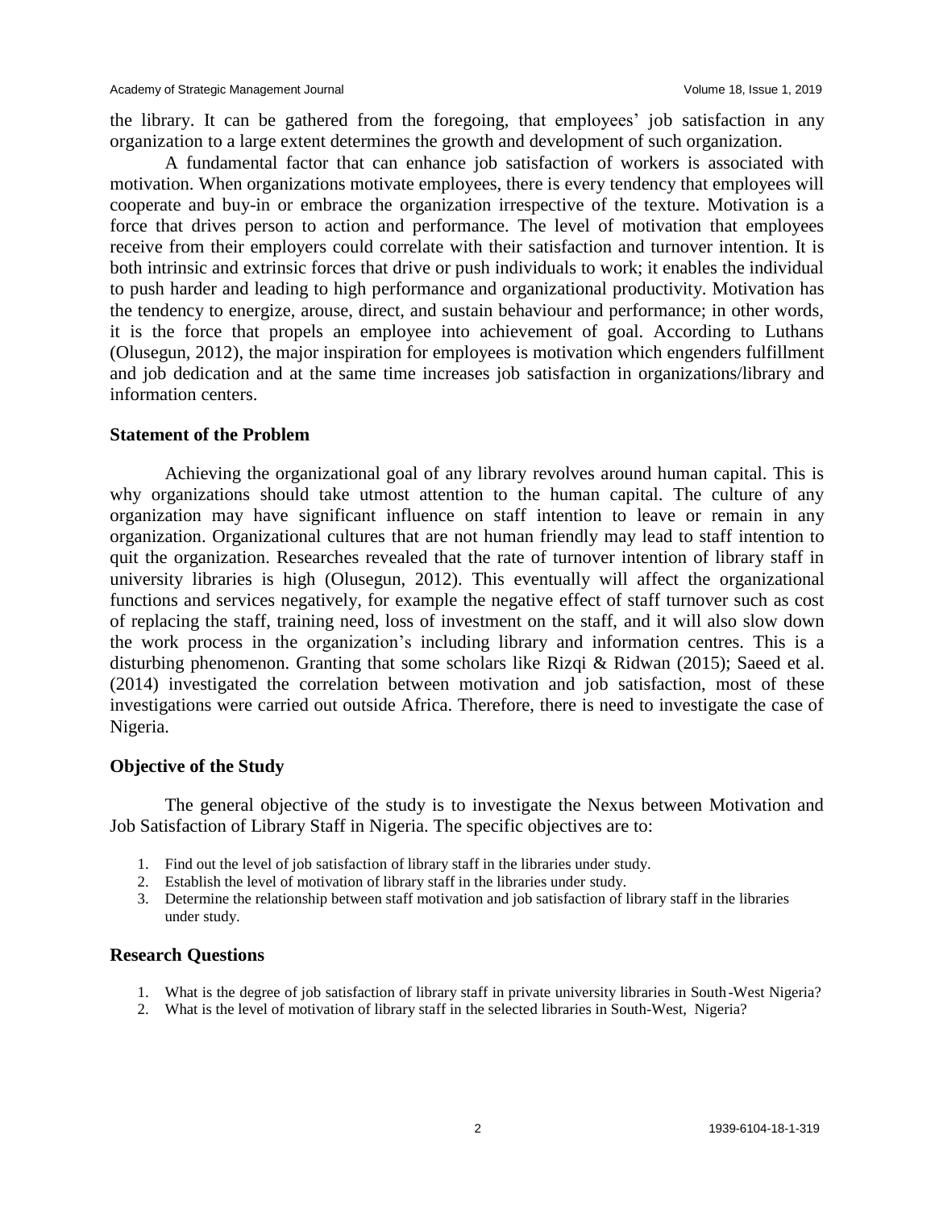the library. It can be gathered from the foregoing, that employees' job satisfaction in any organization to a large extent determines the growth and development of such organization.

A fundamental factor that can enhance job satisfaction of workers is associated with motivation. When organizations motivate employees, there is every tendency that employees will cooperate and buy-in or embrace the organization irrespective of the texture. Motivation is a force that drives person to action and performance. The level of motivation that employees receive from their employers could correlate with their satisfaction and turnover intention. It is both intrinsic and extrinsic forces that drive or push individuals to work; it enables the individual to push harder and leading to high performance and organizational productivity. Motivation has the tendency to energize, arouse, direct, and sustain behaviour and performance; in other words, it is the force that propels an employee into achievement of goal. According to Luthans (Olusegun, 2012), the major inspiration for employees is motivation which engenders fulfillment and job dedication and at the same time increases job satisfaction in organizations/library and information centers.

### Statement of the Problem

Achieving the organizational goal of any library revolves around human capital. This is why organizations should take utmost attention to the human capital. The culture of any organization may have significant influence on staff intention to leave or remain in any organization. Organizational cultures that are not human friendly may lead to staff intention to quit the organization. Researches revealed that the rate of turnover intention of library staff in university libraries is high (Olusegun, 2012). This eventually will affect the organizational functions and services negatively, for example the negative effect of staff turnover such as cost of replacing the staff, training need, loss of investment on the staff, and it will also slow down the work process in the organization's including library and information centres. This is a disturbing phenomenon. Granting that some scholars like Rizqi & Ridwan (2015); Saeed et al. (2014) investigated the correlation between motivation and job satisfaction, most of these investigations were carried out outside Africa. Therefore, there is need to investigate the case of Nigeria.

### Objective of the Study

The general objective of the study is to investigate the Nexus between Motivation and Job Satisfaction of Library Staff in Nigeria. The specific objectives are to:

1. Find out the level of job satisfaction of library staff in the libraries under study.
2. Establish the level of motivation of library staff in the libraries under study.
3. Determine the relationship between staff motivation and job satisfaction of library staff in the libraries under study.

### Research Questions

1. What is the degree of job satisfaction of library staff in private university libraries in South-West Nigeria?
2. What is the level of motivation of library staff in the selected libraries in South-West, Nigeria?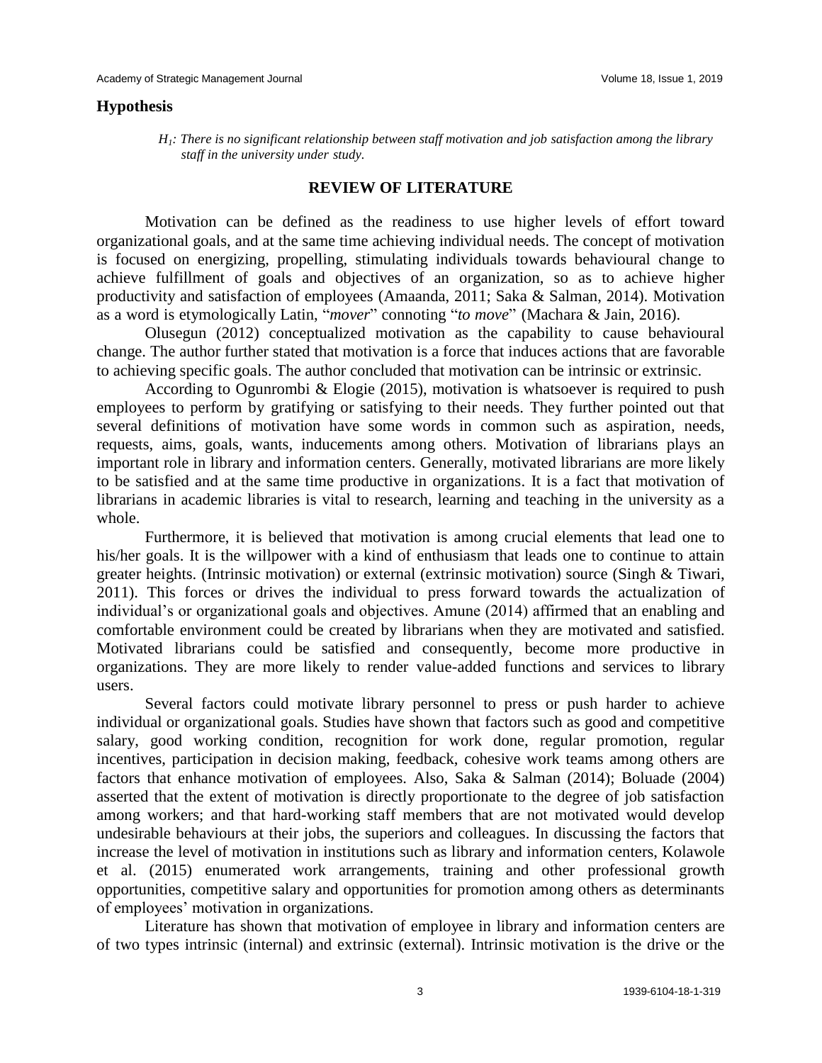## Hypothesis

*$H_1$: There is no significant relationship between staff motivation and job satisfaction among the library staff in the university under study.*

## REVIEW OF LITERATURE

Motivation can be defined as the readiness to use higher levels of effort toward organizational goals, and at the same time achieving individual needs. The concept of motivation is focused on energizing, propelling, stimulating individuals towards behavioural change to achieve fulfillment of goals and objectives of an organization, so as to achieve higher productivity and satisfaction of employees (Amaanda, 2011; Saka & Salman, 2014). Motivation as a word is etymologically Latin, "*mover*" connoting "*to move*" (Machara & Jain, 2016).

Olusegun (2012) conceptualized motivation as the capability to cause behavioural change. The author further stated that motivation is a force that induces actions that are favorable to achieving specific goals. The author concluded that motivation can be intrinsic or extrinsic.

According to Ogunrombi & Elogie (2015), motivation is whatsoever is required to push employees to perform by gratifying or satisfying to their needs. They further pointed out that several definitions of motivation have some words in common such as aspiration, needs, requests, aims, goals, wants, inducements among others. Motivation of librarians plays an important role in library and information centers. Generally, motivated librarians are more likely to be satisfied and at the same time productive in organizations. It is a fact that motivation of librarians in academic libraries is vital to research, learning and teaching in the university as a whole.

Furthermore, it is believed that motivation is among crucial elements that lead one to his/her goals. It is the willpower with a kind of enthusiasm that leads one to continue to attain greater heights. (Intrinsic motivation) or external (extrinsic motivation) source (Singh & Tiwari, 2011). This forces or drives the individual to press forward towards the actualization of individual's or organizational goals and objectives. Amune (2014) affirmed that an enabling and comfortable environment could be created by librarians when they are motivated and satisfied. Motivated librarians could be satisfied and consequently, become more productive in organizations. They are more likely to render value-added functions and services to library users.

Several factors could motivate library personnel to press or push harder to achieve individual or organizational goals. Studies have shown that factors such as good and competitive salary, good working condition, recognition for work done, regular promotion, regular incentives, participation in decision making, feedback, cohesive work teams among others are factors that enhance motivation of employees. Also, Saka & Salman (2014); Boluade (2004) asserted that the extent of motivation is directly proportionate to the degree of job satisfaction among workers; and that hard-working staff members that are not motivated would develop undesirable behaviours at their jobs, the superiors and colleagues. In discussing the factors that increase the level of motivation in institutions such as library and information centers, Kolawole et al. (2015) enumerated work arrangements, training and other professional growth opportunities, competitive salary and opportunities for promotion among others as determinants of employees' motivation in organizations.

Literature has shown that motivation of employee in library and information centers are of two types intrinsic (internal) and extrinsic (external). Intrinsic motivation is the drive or the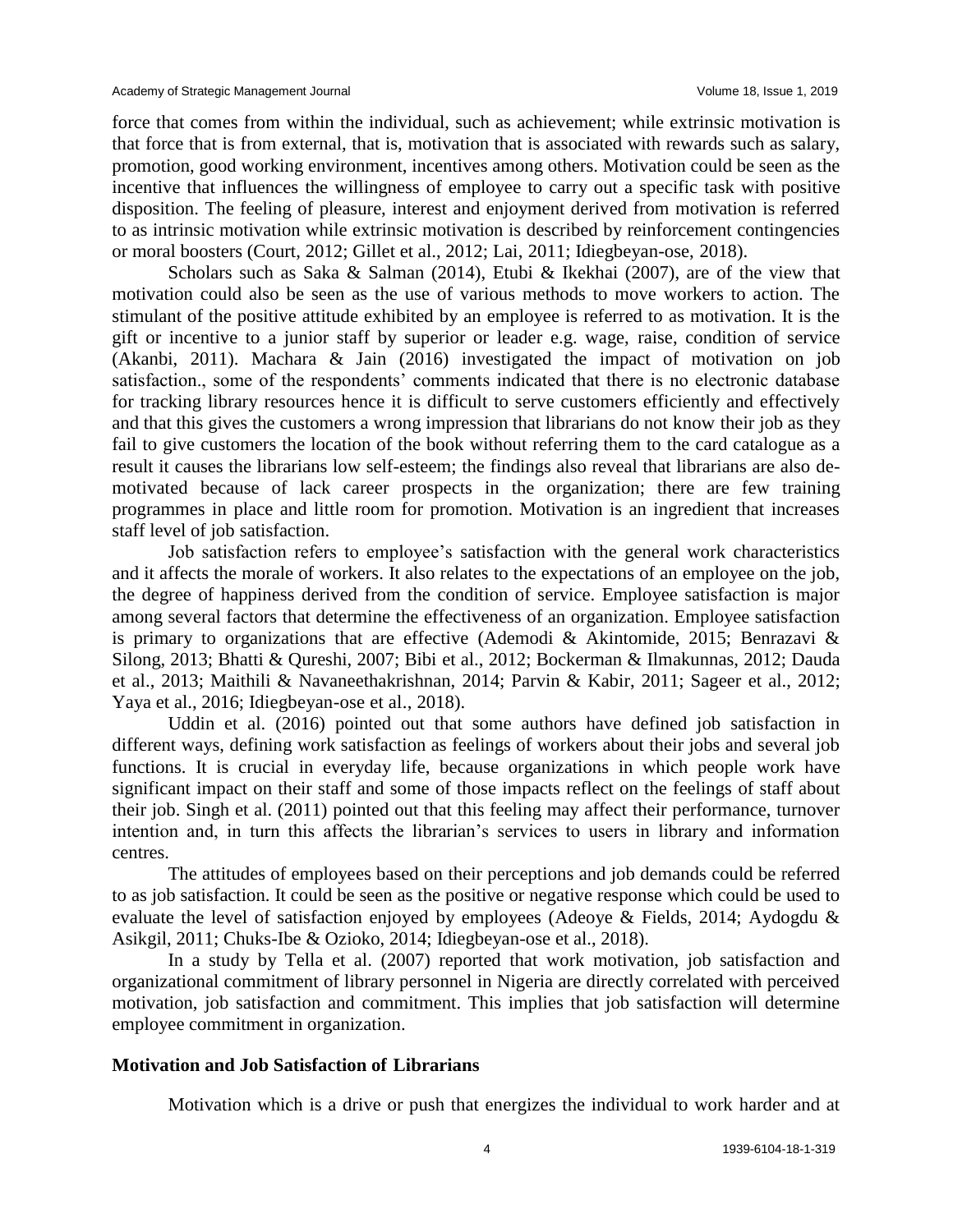force that comes from within the individual, such as achievement; while extrinsic motivation is that force that is from external, that is, motivation that is associated with rewards such as salary, promotion, good working environment, incentives among others. Motivation could be seen as the incentive that influences the willingness of employee to carry out a specific task with positive disposition. The feeling of pleasure, interest and enjoyment derived from motivation is referred to as intrinsic motivation while extrinsic motivation is described by reinforcement contingencies or moral boosters (Court, 2012; Gillet et al., 2012; Lai, 2011; Idiegbeyan-ose, 2018).

Scholars such as Saka & Salman (2014), Etubi & Ikekhai (2007), are of the view that motivation could also be seen as the use of various methods to move workers to action. The stimulant of the positive attitude exhibited by an employee is referred to as motivation. It is the gift or incentive to a junior staff by superior or leader e.g. wage, raise, condition of service (Akanbi, 2011). Machara & Jain (2016) investigated the impact of motivation on job satisfaction., some of the respondents' comments indicated that there is no electronic database for tracking library resources hence it is difficult to serve customers efficiently and effectively and that this gives the customers a wrong impression that librarians do not know their job as they fail to give customers the location of the book without referring them to the card catalogue as a result it causes the librarians low self-esteem; the findings also reveal that librarians are also de-motivated because of lack career prospects in the organization; there are few training programmes in place and little room for promotion. Motivation is an ingredient that increases staff level of job satisfaction.

Job satisfaction refers to employee's satisfaction with the general work characteristics and it affects the morale of workers. It also relates to the expectations of an employee on the job, the degree of happiness derived from the condition of service. Employee satisfaction is major among several factors that determine the effectiveness of an organization. Employee satisfaction is primary to organizations that are effective (Ademodi & Akintomide, 2015; Benrazavi & Silong, 2013; Bhatti & Qureshi, 2007; Bibi et al., 2012; Bockerman & Ilmakunnas, 2012; Dauda et al., 2013; Maithili & Navaneethakrishnan, 2014; Parvin & Kabir, 2011; Sageer et al., 2012; Yaya et al., 2016; Idiegbeyan-ose et al., 2018).

Uddin et al. (2016) pointed out that some authors have defined job satisfaction in different ways, defining work satisfaction as feelings of workers about their jobs and several job functions. It is crucial in everyday life, because organizations in which people work have significant impact on their staff and some of those impacts reflect on the feelings of staff about their job. Singh et al. (2011) pointed out that this feeling may affect their performance, turnover intention and, in turn this affects the librarian's services to users in library and information centres.

The attitudes of employees based on their perceptions and job demands could be referred to as job satisfaction. It could be seen as the positive or negative response which could be used to evaluate the level of satisfaction enjoyed by employees (Adeoye & Fields, 2014; Aydogdu & Asikgil, 2011; Chuks-Ibe & Ozioko, 2014; Idiegbeyan-ose et al., 2018).

In a study by Tella et al. (2007) reported that work motivation, job satisfaction and organizational commitment of library personnel in Nigeria are directly correlated with perceived motivation, job satisfaction and commitment. This implies that job satisfaction will determine employee commitment in organization.

## Motivation and Job Satisfaction of Librarians

Motivation which is a drive or push that energizes the individual to work harder and at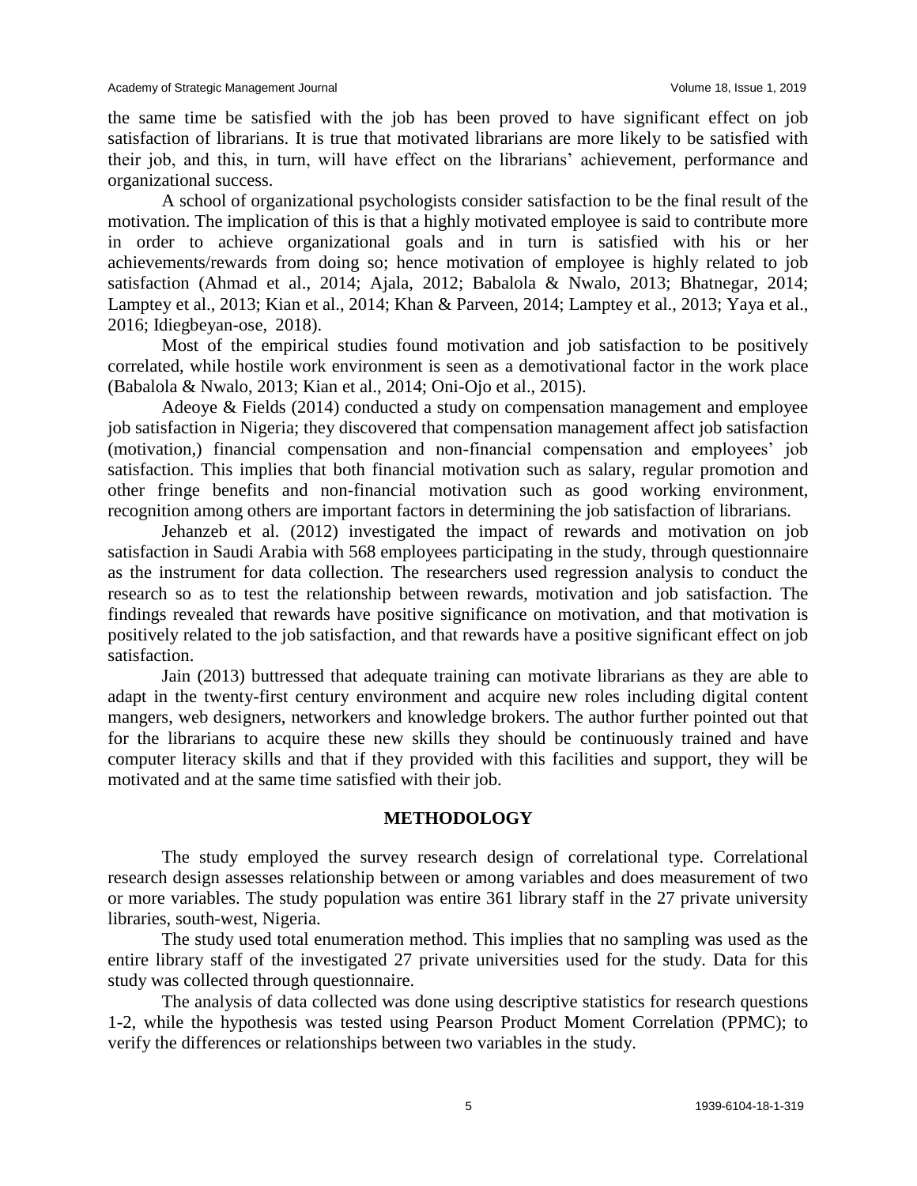the same time be satisfied with the job has been proved to have significant effect on job satisfaction of librarians. It is true that motivated librarians are more likely to be satisfied with their job, and this, in turn, will have effect on the librarians' achievement, performance and organizational success.

A school of organizational psychologists consider satisfaction to be the final result of the motivation. The implication of this is that a highly motivated employee is said to contribute more in order to achieve organizational goals and in turn is satisfied with his or her achievements/rewards from doing so; hence motivation of employee is highly related to job satisfaction (Ahmad et al., 2014; Ajala, 2012; Babalola & Nwalo, 2013; Bhatnegar, 2014; Lamptey et al., 2013; Kian et al., 2014; Khan & Parveen, 2014; Lamptey et al., 2013; Yaya et al., 2016; Idiegbeyan-ose, 2018).

Most of the empirical studies found motivation and job satisfaction to be positively correlated, while hostile work environment is seen as a demotivational factor in the work place (Babalola & Nwalo, 2013; Kian et al., 2014; Oni-Ojo et al., 2015).

Adeoye & Fields (2014) conducted a study on compensation management and employee job satisfaction in Nigeria; they discovered that compensation management affect job satisfaction (motivation,) financial compensation and non-financial compensation and employees' job satisfaction. This implies that both financial motivation such as salary, regular promotion and other fringe benefits and non-financial motivation such as good working environment, recognition among others are important factors in determining the job satisfaction of librarians.

Jehanzeb et al. (2012) investigated the impact of rewards and motivation on job satisfaction in Saudi Arabia with 568 employees participating in the study, through questionnaire as the instrument for data collection. The researchers used regression analysis to conduct the research so as to test the relationship between rewards, motivation and job satisfaction. The findings revealed that rewards have positive significance on motivation, and that motivation is positively related to the job satisfaction, and that rewards have a positive significant effect on job satisfaction.

Jain (2013) buttressed that adequate training can motivate librarians as they are able to adapt in the twenty-first century environment and acquire new roles including digital content mangers, web designers, networkers and knowledge brokers. The author further pointed out that for the librarians to acquire these new skills they should be continuously trained and have computer literacy skills and that if they provided with this facilities and support, they will be motivated and at the same time satisfied with their job.

## METHODOLOGY

The study employed the survey research design of correlational type. Correlational research design assesses relationship between or among variables and does measurement of two or more variables. The study population was entire 361 library staff in the 27 private university libraries, south-west, Nigeria.

The study used total enumeration method. This implies that no sampling was used as the entire library staff of the investigated 27 private universities used for the study. Data for this study was collected through questionnaire.

The analysis of data collected was done using descriptive statistics for research questions 1-2, while the hypothesis was tested using Pearson Product Moment Correlation (PPMC); to verify the differences or relationships between two variables in the study.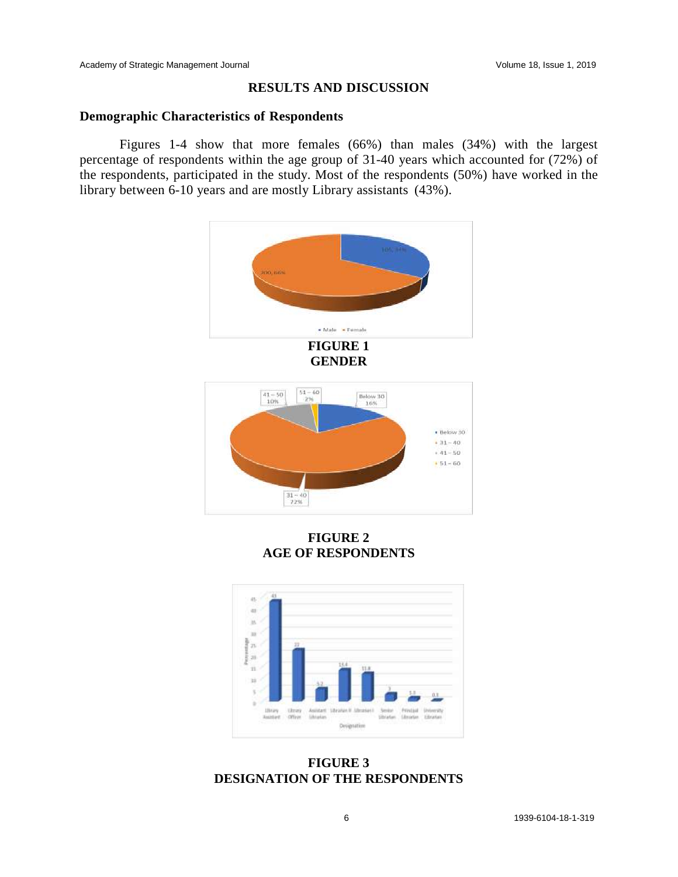## RESULTS AND DISCUSSION

### Demographic Characteristics of Respondents

Figures 1-4 show that more females (66%) than males (34%) with the largest percentage of respondents within the age group of 31-40 years which accounted for (72%) of the respondents, participated in the study. Most of the respondents (50%) have worked in the library between 6-10 years and are mostly Library assistants (43%).

**FIGURE 1**
**GENDER**

**FIGURE 2**
**AGE OF RESPONDENTS**

**FIGURE 3**
**DESIGNATION OF THE RESPONDENTS**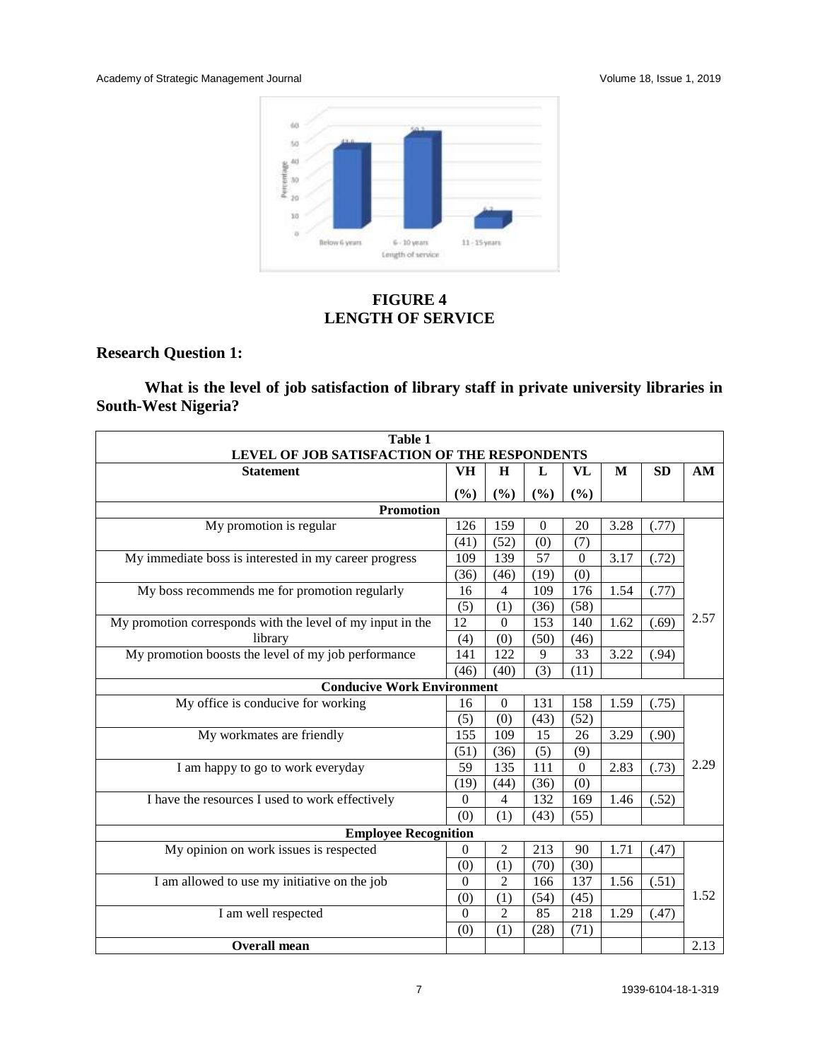**FIGURE 4**
**LENGTH OF SERVICE**

## Research Question 1:

**What is the level of job satisfaction of library staff in private university libraries in South-West Nigeria?**

**Table 1**
**LEVEL OF JOB SATISFACTION OF THE RESPONDENTS**

| Statement | VH (%) | H (%) | L (%) | VL (%) | M | SD | AM |
|---|---|---|---|---|---|---|---|
| **Promotion** | | | | | | | |
| My promotion is regular | 126 (41) | 159 (52) | 0 (0) | 20 (7) | 3.28 | (.77) | |
| My immediate boss is interested in my career progress | 109 (36) | 139 (46) | 57 (19) | 0 (0) | 3.17 | (.72) | |
| My boss recommends me for promotion regularly | 16 (5) | 4 (1) | 109 (36) | 176 (58) | 1.54 | (.77) | |
| My promotion corresponds with the level of my input in the library | 12 (4) | 0 (0) | 153 (50) | 140 (46) | 1.62 | (.69) | 2.57 |
| My promotion boosts the level of my job performance | 141 (46) | 122 (40) | 9 (3) | 33 (11) | 3.22 | (.94) | |
| **Conducive Work Environment** | | | | | | | |
| My office is conducive for working | 16 (5) | 0 (0) | 131 (43) | 158 (52) | 1.59 | (.75) | |
| My workmates are friendly | 155 (51) | 109 (36) | 15 (5) | 26 (9) | 3.29 | (.90) | |
| I am happy to go to work everyday | 59 (19) | 135 (44) | 111 (36) | 0 (0) | 2.83 | (.73) | 2.29 |
| I have the resources I used to work effectively | 0 (0) | 4 (1) | 132 (43) | 169 (55) | 1.46 | (.52) | |
| **Employee Recognition** | | | | | | | |
| My opinion on work issues is respected | 0 (0) | 2 (1) | 213 (70) | 90 (30) | 1.71 | (.47) | |
| I am allowed to use my initiative on the job | 0 (0) | 2 (1) | 166 (54) | 137 (45) | 1.56 | (.51) | 1.52 |
| I am well respected | 0 (0) | 2 (1) | 85 (28) | 218 (71) | 1.29 | (.47) | |
| **Overall mean** | | | | | | | 2.13 |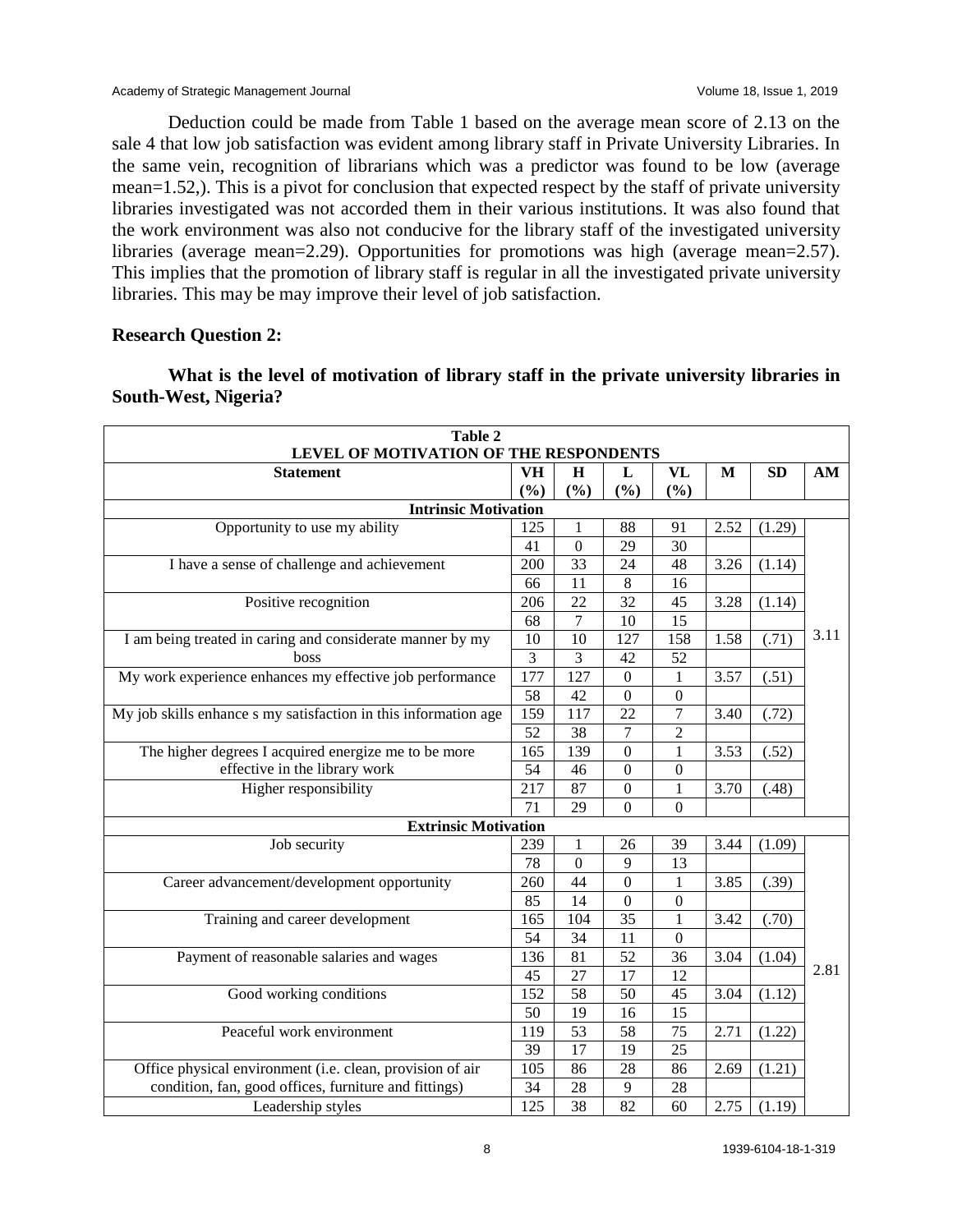Deduction could be made from Table 1 based on the average mean score of 2.13 on the sale 4 that low job satisfaction was evident among library staff in Private University Libraries. In the same vein, recognition of librarians which was a predictor was found to be low (average mean=1.52,). This is a pivot for conclusion that expected respect by the staff of private university libraries investigated was not accorded them in their various institutions. It was also found that the work environment was also not conducive for the library staff of the investigated university libraries (average mean=2.29). Opportunities for promotions was high (average mean=2.57). This implies that the promotion of library staff is regular in all the investigated private university libraries. This may be may improve their level of job satisfaction.

**Research Question 2:**

**What is the level of motivation of library staff in the private university libraries in South-West, Nigeria?**

**Table 2**
**LEVEL OF MOTIVATION OF THE RESPONDENTS**

| Statement | VH (%) | H (%) | L (%) | VL (%) | M | SD | AM |
|---|---|---|---|---|---|---|---|
| **Intrinsic Motivation** | | | | | | | |
| Opportunity to use my ability | 125 | 1 | 88 | 91 | 2.52 | (1.29) | 3.11 |
| | 41 | 0 | 29 | 30 | | | |
| I have a sense of challenge and achievement | 200 | 33 | 24 | 48 | 3.26 | (1.14) | |
| | 66 | 11 | 8 | 16 | | | |
| Positive recognition | 206 | 22 | 32 | 45 | 3.28 | (1.14) | |
| | 68 | 7 | 10 | 15 | | | |
| I am being treated in caring and considerate manner by my boss | 10 | 10 | 127 | 158 | 1.58 | (.71) | |
| | 3 | 3 | 42 | 52 | | | |
| My work experience enhances my effective job performance | 177 | 127 | 0 | 1 | 3.57 | (.51) | |
| | 58 | 42 | 0 | 0 | | | |
| My job skills enhance s my satisfaction in this information age | 159 | 117 | 22 | 7 | 3.40 | (.72) | |
| | 52 | 38 | 7 | 2 | | | |
| The higher degrees I acquired energize me to be more effective in the library work | 165 | 139 | 0 | 1 | 3.53 | (.52) | |
| | 54 | 46 | 0 | 0 | | | |
| Higher responsibility | 217 | 87 | 0 | 1 | 3.70 | (.48) | |
| | 71 | 29 | 0 | 0 | | | |
| **Extrinsic Motivation** | | | | | | | |
| Job security | 239 | 1 | 26 | 39 | 3.44 | (1.09) | 2.81 |
| | 78 | 0 | 9 | 13 | | | |
| Career advancement/development opportunity | 260 | 44 | 0 | 1 | 3.85 | (.39) | |
| | 85 | 14 | 0 | 0 | | | |
| Training and career development | 165 | 104 | 35 | 1 | 3.42 | (.70) | |
| | 54 | 34 | 11 | 0 | | | |
| Payment of reasonable salaries and wages | 136 | 81 | 52 | 36 | 3.04 | (1.04) | |
| | 45 | 27 | 17 | 12 | | | |
| Good working conditions | 152 | 58 | 50 | 45 | 3.04 | (1.12) | |
| | 50 | 19 | 16 | 15 | | | |
| Peaceful work environment | 119 | 53 | 58 | 75 | 2.71 | (1.22) | |
| | 39 | 17 | 19 | 25 | | | |
| Office physical environment (i.e. clean, provision of air condition, fan, good offices, furniture and fittings) | 105 | 86 | 28 | 86 | 2.69 | (1.21) | |
| | 34 | 28 | 9 | 28 | | | |
| Leadership styles | 125 | 38 | 82 | 60 | 2.75 | (1.19) | |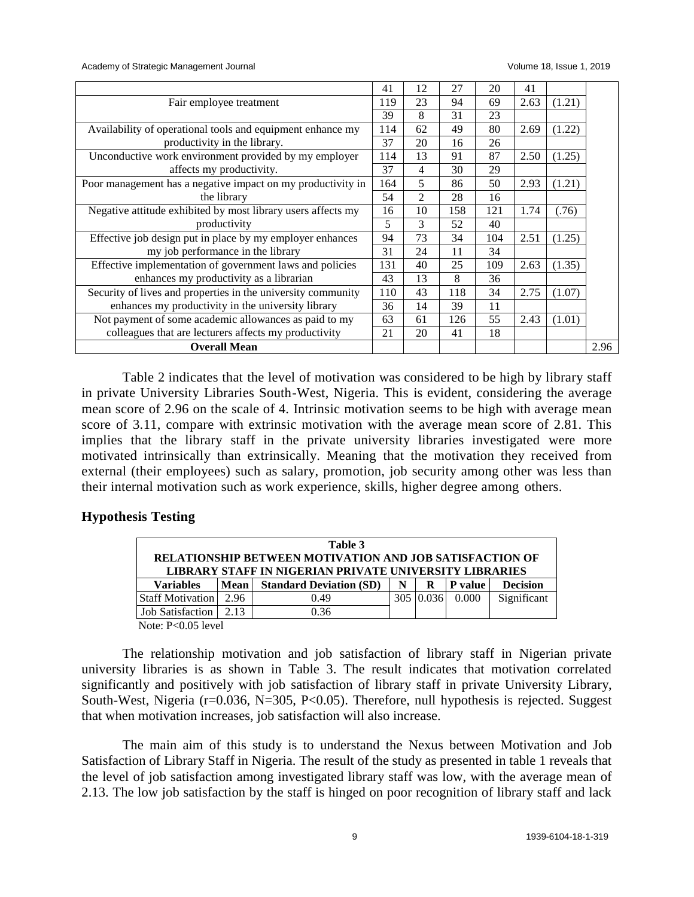| | | | | | | | |
|---|---|---|---|---|---|---|---|
| | 41 | 12 | 27 | 20 | 41 | | |
| Fair employee treatment | 119 | 23 | 94 | 69 | 2.63 | (1.21) | |
| | 39 | 8 | 31 | 23 | | | |
| Availability of operational tools and equipment enhance my productivity in the library. | 114 | 62 | 49 | 80 | 2.69 | (1.22) | |
| | 37 | 20 | 16 | 26 | | | |
| Unconductive work environment provided by my employer affects my productivity. | 114 | 13 | 91 | 87 | 2.50 | (1.25) | |
| | 37 | 4 | 30 | 29 | | | |
| Poor management has a negative impact on my productivity in the library | 164 | 5 | 86 | 50 | 2.93 | (1.21) | |
| | 54 | 2 | 28 | 16 | | | |
| Negative attitude exhibited by most library users affects my productivity | 16 | 10 | 158 | 121 | 1.74 | (.76) | |
| | 5 | 3 | 52 | 40 | | | |
| Effective job design put in place by my employer enhances my job performance in the library | 94 | 73 | 34 | 104 | 2.51 | (1.25) | |
| | 31 | 24 | 11 | 34 | | | |
| Effective implementation of government laws and policies enhances my productivity as a librarian | 131 | 40 | 25 | 109 | 2.63 | (1.35) | |
| | 43 | 13 | 8 | 36 | | | |
| Security of lives and properties in the university community enhances my productivity in the university library | 110 | 43 | 118 | 34 | 2.75 | (1.07) | |
| | 36 | 14 | 39 | 11 | | | |
| Not payment of some academic allowances as paid to my colleagues that are lecturers affects my productivity | 63 | 61 | 126 | 55 | 2.43 | (1.01) | |
| | 21 | 20 | 41 | 18 | | | |
| **Overall Mean** | | | | | | | 2.96 |

Table 2 indicates that the level of motivation was considered to be high by library staff in private University Libraries South-West, Nigeria. This is evident, considering the average mean score of 2.96 on the scale of 4. Intrinsic motivation seems to be high with average mean score of 3.11, compare with extrinsic motivation with the average mean score of 2.81. This implies that the library staff in the private university libraries investigated were more motivated intrinsically than extrinsically. Meaning that the motivation they received from external (their employees) such as salary, promotion, job security among other was less than their internal motivation such as work experience, skills, higher degree among others.

## Hypothesis Testing

**Table 3**
**RELATIONSHIP BETWEEN MOTIVATION AND JOB SATISFACTION OF LIBRARY STAFF IN NIGERIAN PRIVATE UNIVERSITY LIBRARIES**

| Variables | Mean | Standard Deviation (SD) | N | R | P value | Decision |
|---|---|---|---|---|---|---|
| Staff Motivation | 2.96 | 0.49 | 305 | 0.036 | 0.000 | Significant |
| Job Satisfaction | 2.13 | 0.36 | | | | |

Note: P<0.05 level

The relationship motivation and job satisfaction of library staff in Nigerian private university libraries is as shown in Table 3. The result indicates that motivation correlated significantly and positively with job satisfaction of library staff in private University Library, South-West, Nigeria (r=0.036, N=305, P<0.05). Therefore, null hypothesis is rejected. Suggest that when motivation increases, job satisfaction will also increase.

The main aim of this study is to understand the Nexus between Motivation and Job Satisfaction of Library Staff in Nigeria. The result of the study as presented in table 1 reveals that the level of job satisfaction among investigated library staff was low, with the average mean of 2.13. The low job satisfaction by the staff is hinged on poor recognition of library staff and lack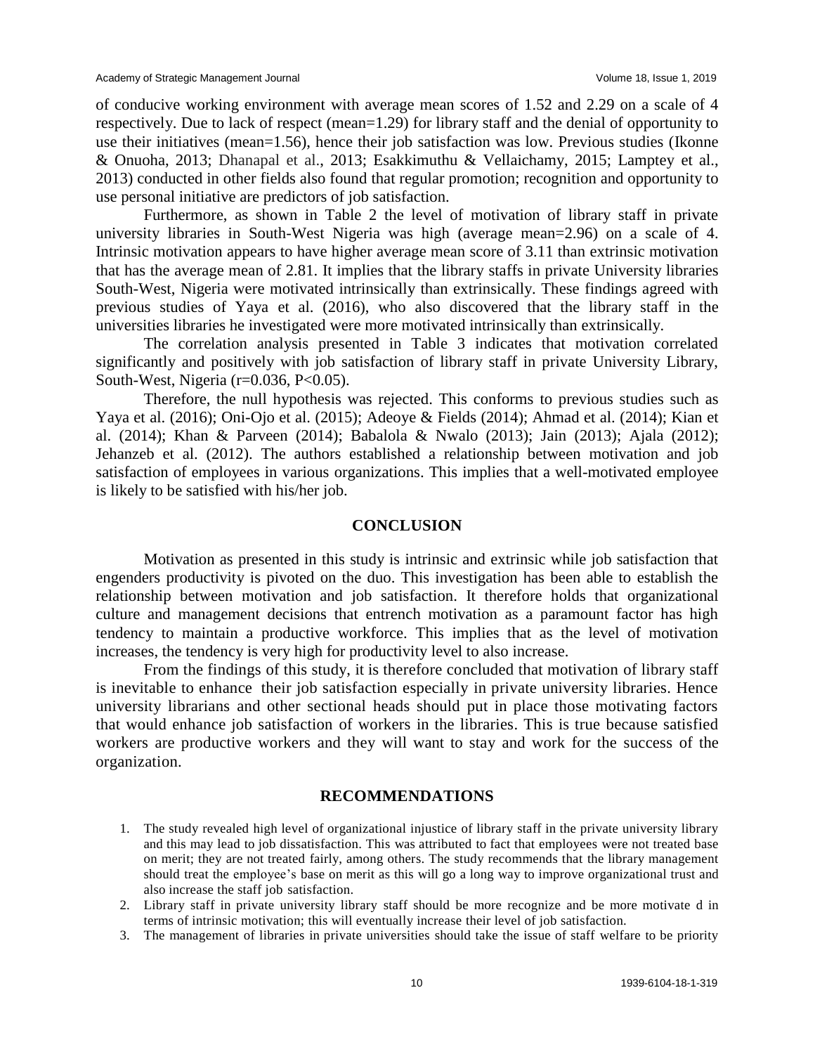of conducive working environment with average mean scores of 1.52 and 2.29 on a scale of 4 respectively. Due to lack of respect (mean=1.29) for library staff and the denial of opportunity to use their initiatives (mean=1.56), hence their job satisfaction was low. Previous studies (Ikonne & Onuoha, 2013; Dhanapal et al., 2013; Esakkimuthu & Vellaichamy, 2015; Lamptey et al., 2013) conducted in other fields also found that regular promotion; recognition and opportunity to use personal initiative are predictors of job satisfaction.

Furthermore, as shown in Table 2 the level of motivation of library staff in private university libraries in South-West Nigeria was high (average mean=2.96) on a scale of 4. Intrinsic motivation appears to have higher average mean score of 3.11 than extrinsic motivation that has the average mean of 2.81. It implies that the library staffs in private University libraries South-West, Nigeria were motivated intrinsically than extrinsically. These findings agreed with previous studies of Yaya et al. (2016), who also discovered that the library staff in the universities libraries he investigated were more motivated intrinsically than extrinsically.

The correlation analysis presented in Table 3 indicates that motivation correlated significantly and positively with job satisfaction of library staff in private University Library, South-West, Nigeria ($r=0.036$, $P<0.05$).

Therefore, the null hypothesis was rejected. This conforms to previous studies such as Yaya et al. (2016); Oni-Ojo et al. (2015); Adeoye & Fields (2014); Ahmad et al. (2014); Kian et al. (2014); Khan & Parveen (2014); Babalola & Nwalo (2013); Jain (2013); Ajala (2012); Jehanzeb et al. (2012). The authors established a relationship between motivation and job satisfaction of employees in various organizations. This implies that a well-motivated employee is likely to be satisfied with his/her job.

## CONCLUSION

Motivation as presented in this study is intrinsic and extrinsic while job satisfaction that engenders productivity is pivoted on the duo. This investigation has been able to establish the relationship between motivation and job satisfaction. It therefore holds that organizational culture and management decisions that entrench motivation as a paramount factor has high tendency to maintain a productive workforce. This implies that as the level of motivation increases, the tendency is very high for productivity level to also increase.

From the findings of this study, it is therefore concluded that motivation of library staff is inevitable to enhance their job satisfaction especially in private university libraries. Hence university librarians and other sectional heads should put in place those motivating factors that would enhance job satisfaction of workers in the libraries. This is true because satisfied workers are productive workers and they will want to stay and work for the success of the organization.

## RECOMMENDATIONS

1. The study revealed high level of organizational injustice of library staff in the private university library and this may lead to job dissatisfaction. This was attributed to fact that employees were not treated base on merit; they are not treated fairly, among others. The study recommends that the library management should treat the employee's base on merit as this will go a long way to improve organizational trust and also increase the staff job satisfaction.
2. Library staff in private university library staff should be more recognize and be more motivate d in terms of intrinsic motivation; this will eventually increase their level of job satisfaction.
3. The management of libraries in private universities should take the issue of staff welfare to be priority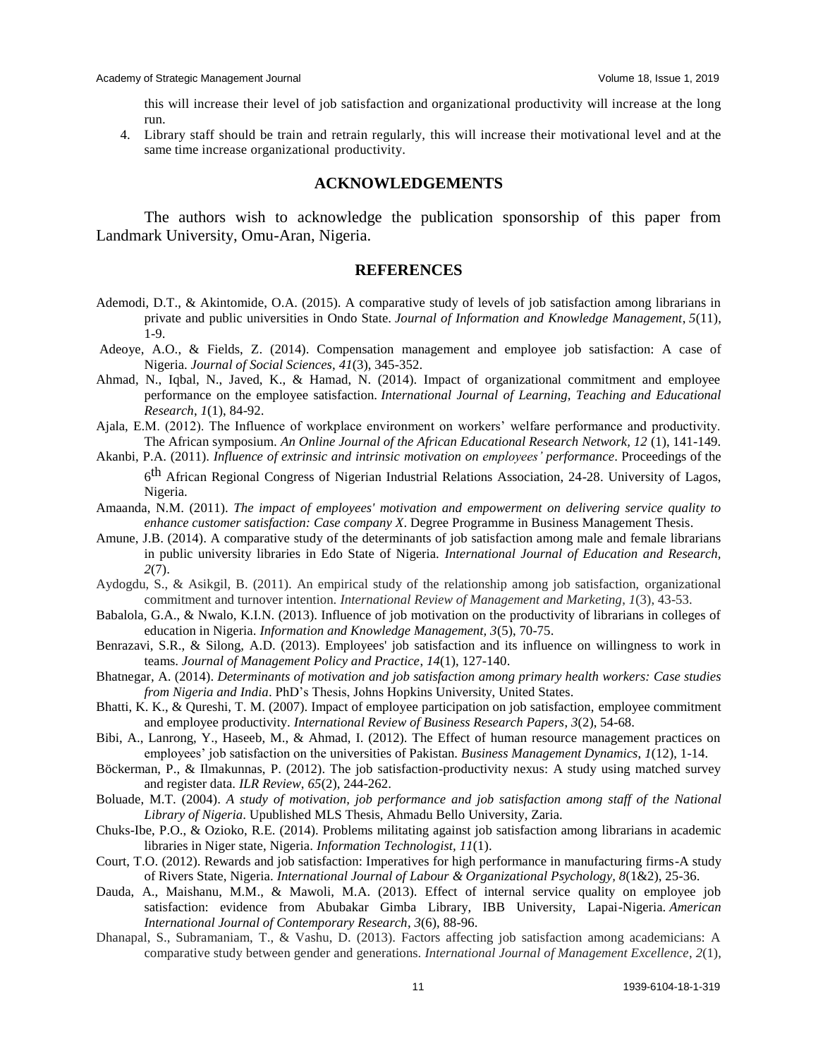this will increase their level of job satisfaction and organizational productivity will increase at the long run.

4. Library staff should be train and retrain regularly, this will increase their motivational level and at the same time increase organizational productivity.

## ACKNOWLEDGEMENTS

The authors wish to acknowledge the publication sponsorship of this paper from Landmark University, Omu-Aran, Nigeria.

## REFERENCES

Ademodi, D.T., & Akintomide, O.A. (2015). A comparative study of levels of job satisfaction among librarians in private and public universities in Ondo State. *Journal of Information and Knowledge Management*, *5*(11), 1-9.

Adeoye, A.O., & Fields, Z. (2014). Compensation management and employee job satisfaction: A case of Nigeria. *Journal of Social Sciences*, *41*(3), 345-352.

Ahmad, N., Iqbal, N., Javed, K., & Hamad, N. (2014). Impact of organizational commitment and employee performance on the employee satisfaction. *International Journal of Learning, Teaching and Educational Research*, *1*(1), 84-92.

Ajala, E.M. (2012). The Influence of workplace environment on workers' welfare performance and productivity. The African symposium. *An Online Journal of the African Educational Research Network, 12* (1), 141-149.

Akanbi, P.A. (2011). *Influence of extrinsic and intrinsic motivation on employees' performance*. Proceedings of the 6th African Regional Congress of Nigerian Industrial Relations Association, 24-28. University of Lagos, Nigeria.

Amaanda, N.M. (2011). *The impact of employees' motivation and empowerment on delivering service quality to enhance customer satisfaction: Case company X*. Degree Programme in Business Management Thesis.

Amune, J.B. (2014). A comparative study of the determinants of job satisfaction among male and female librarians in public university libraries in Edo State of Nigeria. *International Journal of Education and Research, 2*(7).

Aydogdu, S., & Asikgil, B. (2011). An empirical study of the relationship among job satisfaction, organizational commitment and turnover intention. *International Review of Management and Marketing*, *1*(3), 43-53.

Babalola, G.A., & Nwalo, K.I.N. (2013). Influence of job motivation on the productivity of librarians in colleges of education in Nigeria. *Information and Knowledge Management, 3*(5), 70-75.

Benrazavi, S.R., & Silong, A.D. (2013). Employees' job satisfaction and its influence on willingness to work in teams. *Journal of Management Policy and Practice*, *14*(1), 127-140.

Bhatnegar, A. (2014). *Determinants of motivation and job satisfaction among primary health workers: Case studies from Nigeria and India*. PhD's Thesis, Johns Hopkins University, United States.

Bhatti, K. K., & Qureshi, T. M. (2007). Impact of employee participation on job satisfaction, employee commitment and employee productivity. *International Review of Business Research Papers*, *3*(2), 54-68.

Bibi, A., Lanrong, Y., Haseeb, M., & Ahmad, I. (2012). The Effect of human resource management practices on employees' job satisfaction on the universities of Pakistan. *Business Management Dynamics*, *1*(12), 1-14.

Böckerman, P., & Ilmakunnas, P. (2012). The job satisfaction-productivity nexus: A study using matched survey and register data. *ILR Review*, *65*(2), 244-262.

Boluade, M.T. (2004). *A study of motivation, job performance and job satisfaction among staff of the National Library of Nigeria*. Upublished MLS Thesis, Ahmadu Bello University, Zaria.

Chuks-Ibe, P.O., & Ozioko, R.E. (2014). Problems militating against job satisfaction among librarians in academic libraries in Niger state, Nigeria. *Information Technologist, 11*(1).

Court, T.O. (2012). Rewards and job satisfaction: Imperatives for high performance in manufacturing firms-A study of Rivers State, Nigeria. *International Journal of Labour & Organizational Psychology, 8*(1&2), 25-36.

Dauda, A., Maishanu, M.M., & Mawoli, M.A. (2013). Effect of internal service quality on employee job satisfaction: evidence from Abubakar Gimba Library, IBB University, Lapai-Nigeria. *American International Journal of Contemporary Research*, *3*(6), 88-96.

Dhanapal, S., Subramaniam, T., & Vashu, D. (2013). Factors affecting job satisfaction among academicians: A comparative study between gender and generations. *International Journal of Management Excellence*, *2*(1),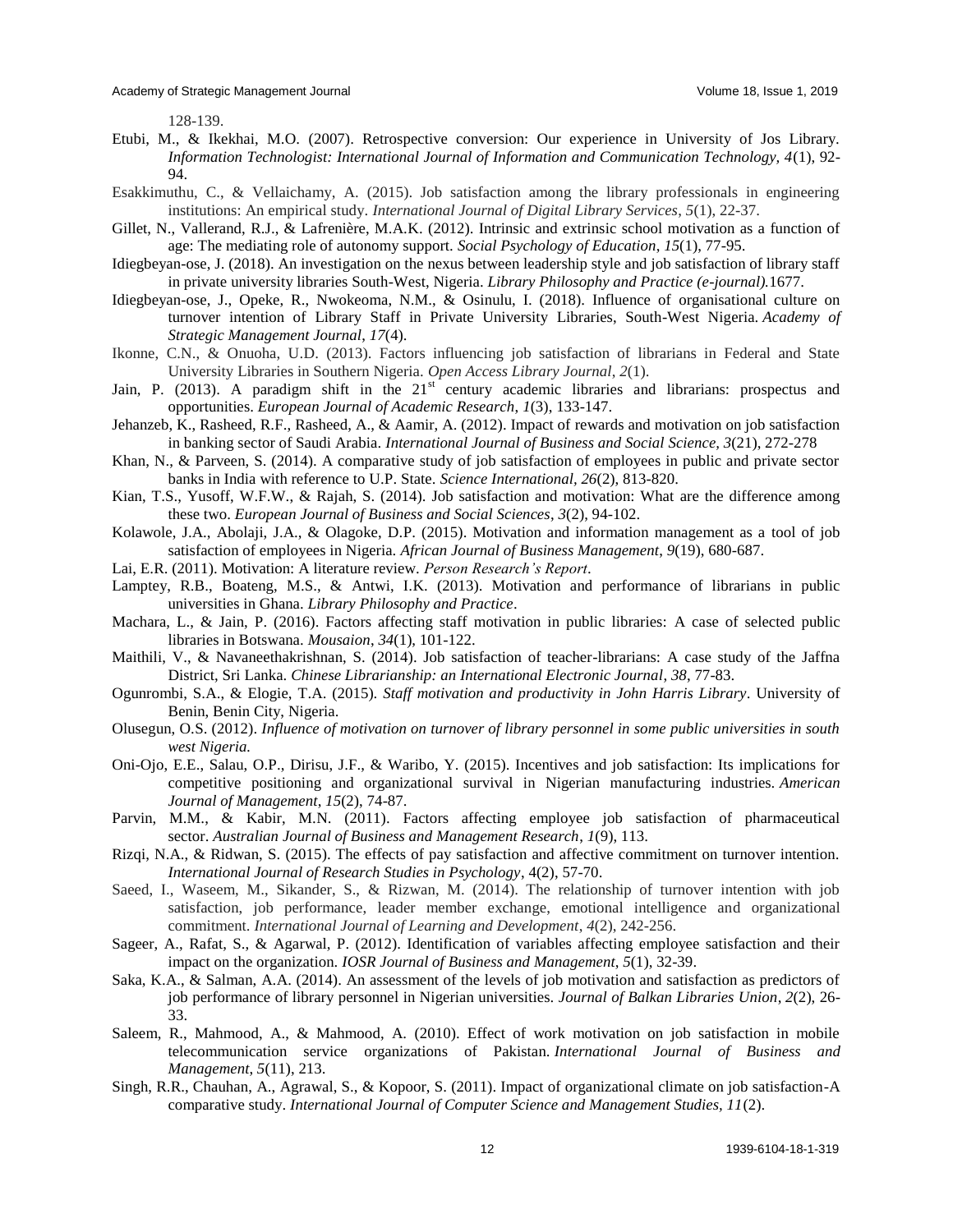128-139.

Etubi, M., & Ikekhai, M.O. (2007). Retrospective conversion: Our experience in University of Jos Library. *Information Technologist: International Journal of Information and Communication Technology, 4*(1), 92-94.

Esakkimuthu, C., & Vellaichamy, A. (2015). Job satisfaction among the library professionals in engineering institutions: An empirical study. *International Journal of Digital Library Services*, *5*(1), 22-37.

Gillet, N., Vallerand, R.J., & Lafrenière, M.A.K. (2012). Intrinsic and extrinsic school motivation as a function of age: The mediating role of autonomy support. *Social Psychology of Education*, *15*(1), 77-95.

Idiegbeyan-ose, J. (2018). An investigation on the nexus between leadership style and job satisfaction of library staff in private university libraries South-West, Nigeria. *Library Philosophy and Practice (e-journal).*1677.

Idiegbeyan-ose, J., Opeke, R., Nwokeoma, N.M., & Osinulu, I. (2018). Influence of organisational culture on turnover intention of Library Staff in Private University Libraries, South-West Nigeria. *Academy of Strategic Management Journal*, *17*(4).

Ikonne, C.N., & Onuoha, U.D. (2013). Factors influencing job satisfaction of librarians in Federal and State University Libraries in Southern Nigeria. *Open Access Library Journal*, *2*(1).

Jain, P. (2013). A paradigm shift in the 21st century academic libraries and librarians: prospectus and opportunities. *European Journal of Academic Research*, *1*(3), 133-147.

Jehanzeb, K., Rasheed, R.F., Rasheed, A., & Aamir, A. (2012). Impact of rewards and motivation on job satisfaction in banking sector of Saudi Arabia. *International Journal of Business and Social Science, 3*(21), 272-278

Khan, N., & Parveen, S. (2014). A comparative study of job satisfaction of employees in public and private sector banks in India with reference to U.P. State. *Science International*, *26*(2), 813-820.

Kian, T.S., Yusoff, W.F.W., & Rajah, S. (2014). Job satisfaction and motivation: What are the difference among these two. *European Journal of Business and Social Sciences*, *3*(2), 94-102.

Kolawole, J.A., Abolaji, J.A., & Olagoke, D.P. (2015). Motivation and information management as a tool of job satisfaction of employees in Nigeria. *African Journal of Business Management*, *9*(19), 680-687.

Lai, E.R. (2011). Motivation: A literature review. *Person Research's Report*.

Lamptey, R.B., Boateng, M.S., & Antwi, I.K. (2013). Motivation and performance of librarians in public universities in Ghana. *Library Philosophy and Practice*.

Machara, L., & Jain, P. (2016). Factors affecting staff motivation in public libraries: A case of selected public libraries in Botswana. *Mousaion*, *34*(1), 101-122.

Maithili, V., & Navaneethakrishnan, S. (2014). Job satisfaction of teacher-librarians: A case study of the Jaffna District, Sri Lanka. *Chinese Librarianship: an International Electronic Journal*, *38*, 77-83.

Ogunrombi, S.A., & Elogie, T.A. (2015). *Staff motivation and productivity in John Harris Library*. University of Benin, Benin City, Nigeria.

Olusegun, O.S. (2012). *Influence of motivation on turnover of library personnel in some public universities in south west Nigeria.*

Oni-Ojo, E.E., Salau, O.P., Dirisu, J.F., & Waribo, Y. (2015). Incentives and job satisfaction: Its implications for competitive positioning and organizational survival in Nigerian manufacturing industries. *American Journal of Management*, *15*(2), 74-87.

Parvin, M.M., & Kabir, M.N. (2011). Factors affecting employee job satisfaction of pharmaceutical sector. *Australian Journal of Business and Management Research*, *1*(9), 113.

Rizqi, N.A., & Ridwan, S. (2015). The effects of pay satisfaction and affective commitment on turnover intention. *International Journal of Research Studies in Psychology*, 4(2), 57-70.

Saeed, I., Waseem, M., Sikander, S., & Rizwan, M. (2014). The relationship of turnover intention with job satisfaction, job performance, leader member exchange, emotional intelligence and organizational commitment. *International Journal of Learning and Development*, *4*(2), 242-256.

Sageer, A., Rafat, S., & Agarwal, P. (2012). Identification of variables affecting employee satisfaction and their impact on the organization. *IOSR Journal of Business and Management, 5*(1), 32-39.

Saka, K.A., & Salman, A.A. (2014). An assessment of the levels of job motivation and satisfaction as predictors of job performance of library personnel in Nigerian universities. *Journal of Balkan Libraries Union*, *2*(2), 26-33.

Saleem, R., Mahmood, A., & Mahmood, A. (2010). Effect of work motivation on job satisfaction in mobile telecommunication service organizations of Pakistan. *International Journal of Business and Management*, *5*(11), 213.

Singh, R.R., Chauhan, A., Agrawal, S., & Kopoor, S. (2011). Impact of organizational climate on job satisfaction-A comparative study. *International Journal of Computer Science and Management Studies*, *11*(2).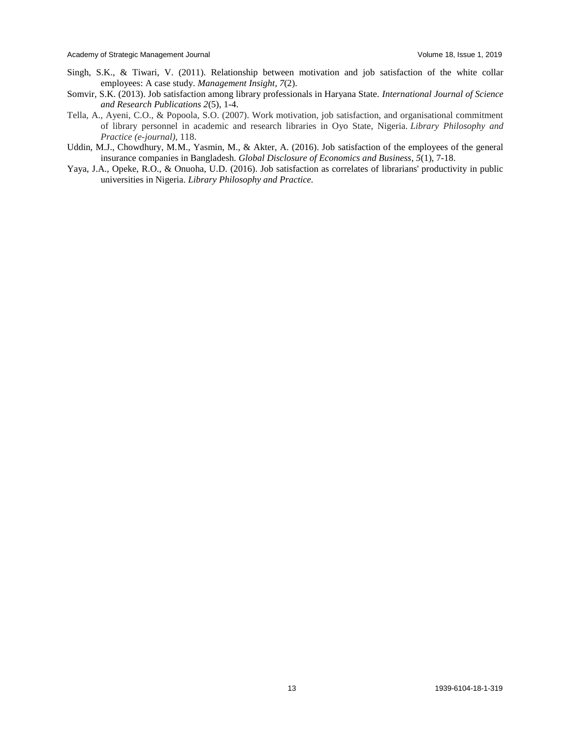Singh, S.K., & Tiwari, V. (2011). Relationship between motivation and job satisfaction of the white collar employees: A case study. *Management Insight*, *7*(2).

Somvir, S.K. (2013). Job satisfaction among library professionals in Haryana State. *International Journal of Science and Research Publications 2*(5), 1-4.

Tella, A., Ayeni, C.O., & Popoola, S.O. (2007). Work motivation, job satisfaction, and organisational commitment of library personnel in academic and research libraries in Oyo State, Nigeria. *Library Philosophy and Practice (e-journal)*, 118.

Uddin, M.J., Chowdhury, M.M., Yasmin, M., & Akter, A. (2016). Job satisfaction of the employees of the general insurance companies in Bangladesh. *Global Disclosure of Economics and Business*, *5*(1), 7-18.

Yaya, J.A., Opeke, R.O., & Onuoha, U.D. (2016). Job satisfaction as correlates of librarians' productivity in public universities in Nigeria. *Library Philosophy and Practice.*